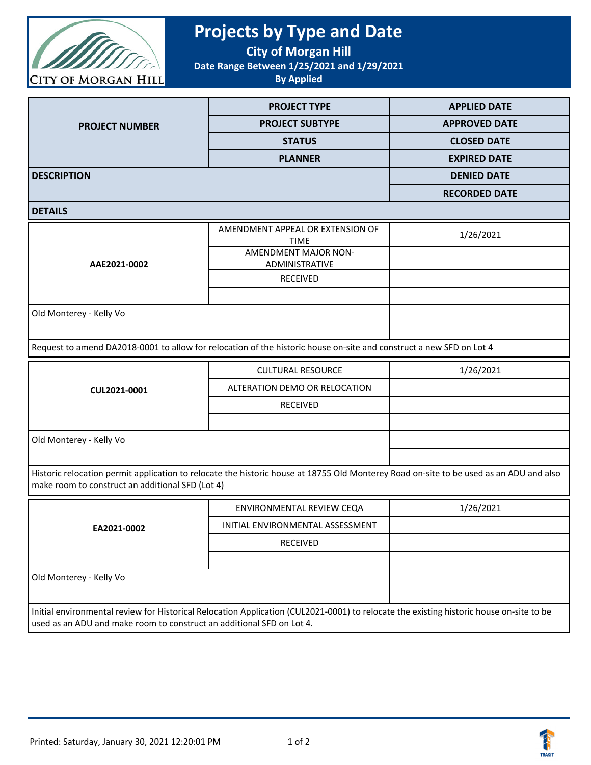# Projects by Type and Date

**City of Morgan Hill**

**Date Range Between 1/25/2021 and 1/29/2021**

**By Applied**

| PROJECT NUMBER | PROJECT TYPE | APPLIED DATE |
|---|---|---|
| | PROJECT SUBTYPE | APPROVED DATE |
| | STATUS | CLOSED DATE |
| | PLANNER | EXPIRED DATE |
| DESCRIPTION | | DENIED DATE |
| | | RECORDED DATE |
| DETAILS | | |

| | | |
|---|---|---|
| **AAE2021-0002** | AMENDMENT APPEAL OR EXTENSION OF TIME | 1/26/2021 |
| | AMENDMENT MAJOR NON-ADMINISTRATIVE | |
| | RECEIVED | |
| | | |
| Old Monterey - Kelly Vo | | |
| | | |
| Request to amend DA2018-0001 to allow for relocation of the historic house on-site and construct a new SFD on Lot 4 | | |

| | | |
|---|---|---|
| **CUL2021-0001** | CULTURAL RESOURCE | 1/26/2021 |
| | ALTERATION DEMO OR RELOCATION | |
| | RECEIVED | |
| | | |
| Old Monterey - Kelly Vo | | |
| | | |
| Historic relocation permit application to relocate the historic house at 18755 Old Monterey Road on-site to be used as an ADU and also make room to construct an additional SFD (Lot 4) | | |

| | | |
|---|---|---|
| **EA2021-0002** | ENVIRONMENTAL REVIEW CEQA | 1/26/2021 |
| | INITIAL ENVIRONMENTAL ASSESSMENT | |
| | RECEIVED | |
| | | |
| Old Monterey - Kelly Vo | | |
| | | |
| Initial environmental review for Historical Relocation Application (CUL2021-0001) to relocate the existing historic house on-site to be used as an ADU and make room to construct an additional SFD on Lot 4. | | |

Printed: Saturday, January 30, 2021 12:20:01 PM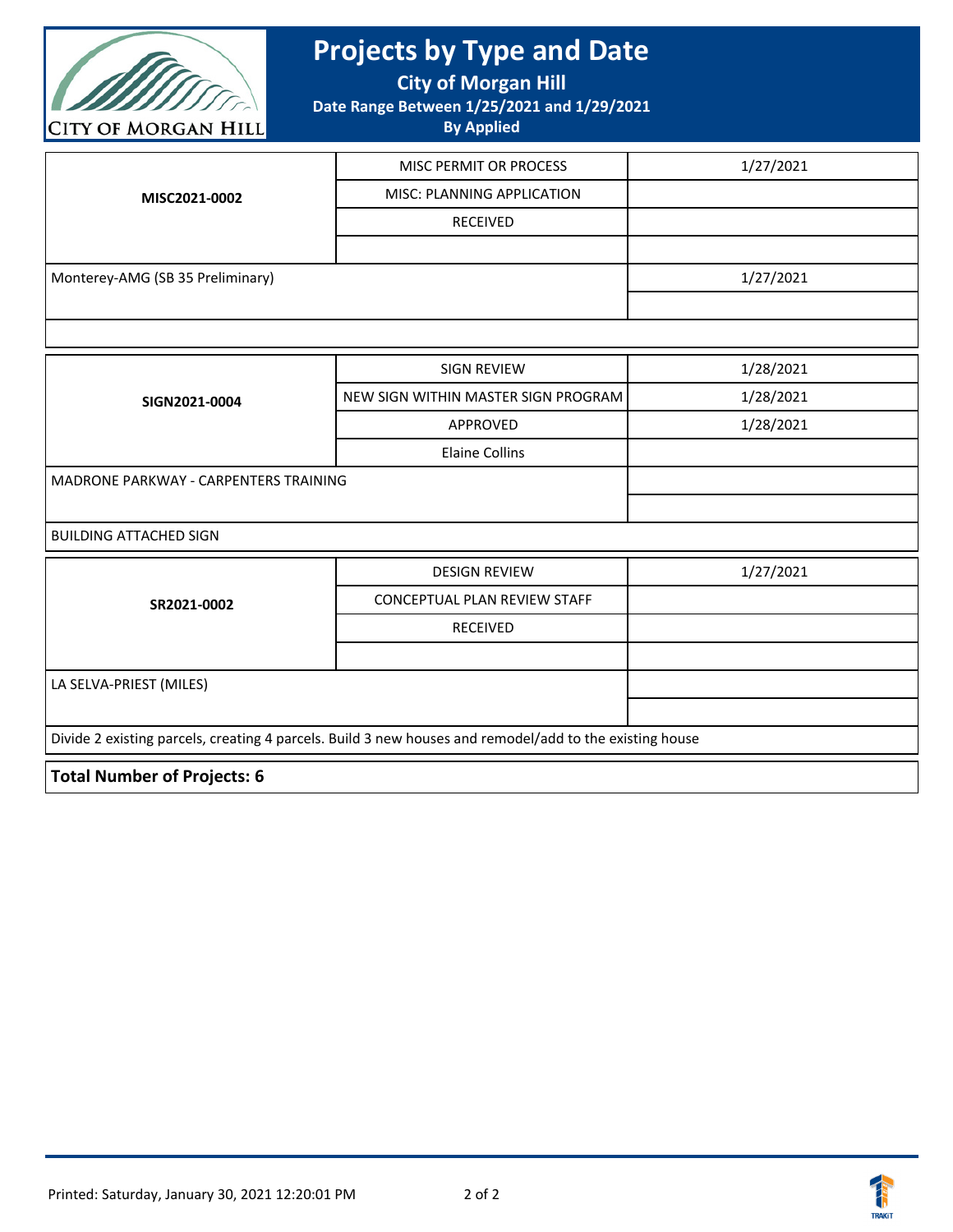# Projects by Type and Date

**City of Morgan Hill**

**Date Range Between 1/25/2021 and 1/29/2021**

**By Applied**

| | | |
|---|---|---|
| **MISC2021-0002** | MISC PERMIT OR PROCESS | 1/27/2021 |
| | MISC: PLANNING APPLICATION | |
| | RECEIVED | |
| | | |
| Monterey-AMG (SB 35 Preliminary) | | 1/27/2021 |
| | | |

| | | |
|---|---|---|
| **SIGN2021-0004** | SIGN REVIEW | 1/28/2021 |
| | NEW SIGN WITHIN MASTER SIGN PROGRAM | 1/28/2021 |
| | APPROVED | 1/28/2021 |
| | Elaine Collins | |
| MADRONE PARKWAY - CARPENTERS TRAINING | | |
| | | |
| BUILDING ATTACHED SIGN | | |

| | | |
|---|---|---|
| **SR2021-0002** | DESIGN REVIEW | 1/27/2021 |
| | CONCEPTUAL PLAN REVIEW STAFF | |
| | RECEIVED | |
| | | |
| LA SELVA-PRIEST (MILES) | | |
| | | |
| Divide 2 existing parcels, creating 4 parcels. Build 3 new houses and remodel/add to the existing house | | |

**Total Number of Projects: 6**

Printed: Saturday, January 30, 2021 12:20:01 PM